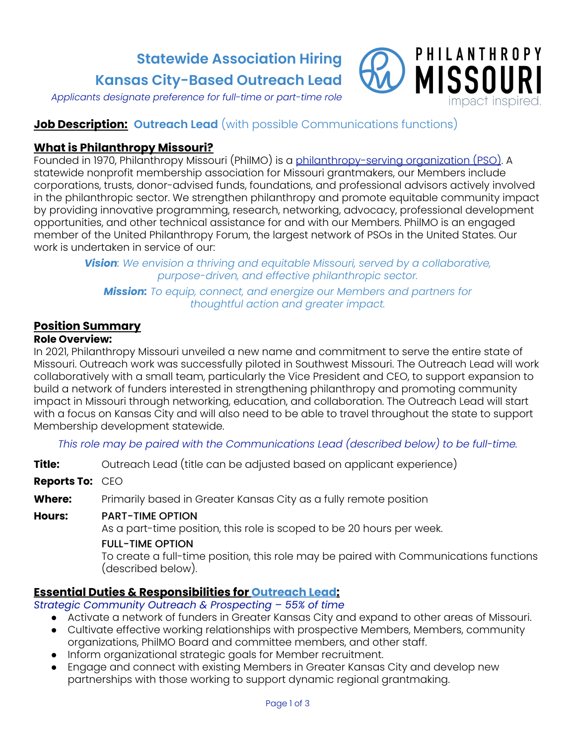# Statewide Association Hiring

# Kansas City-Based Outreach Lead

*Applicants designate preference for full-time or part-time role*

PHILANTHROPY MISSOURI
impact inspired.

## Job Description: Outreach Lead (with possible Communications functions)

### What is Philanthropy Missouri?

Founded in 1970, Philanthropy Missouri (PhilMO) is a philanthropy-serving organization (PSO). A statewide nonprofit membership association for Missouri grantmakers, our Members include corporations, trusts, donor-advised funds, foundations, and professional advisors actively involved in the philanthropic sector. We strengthen philanthropy and promote equitable community impact by providing innovative programming, research, networking, advocacy, professional development opportunities, and other technical assistance for and with our Members. PhilMO is an engaged member of the United Philanthropy Forum, the largest network of PSOs in the United States. Our work is undertaken in service of our:

> ***Vision***: *We envision a thriving and equitable Missouri, served by a collaborative, purpose-driven, and effective philanthropic sector.*
>
> ***Mission***: *To equip, connect, and energize our Members and partners for thoughtful action and greater impact.*

### Position Summary

**Role Overview:**

In 2021, Philanthropy Missouri unveiled a new name and commitment to serve the entire state of Missouri. Outreach work was successfully piloted in Southwest Missouri. The Outreach Lead will work collaboratively with a small team, particularly the Vice President and CEO, to support expansion to build a network of funders interested in strengthening philanthropy and promoting community impact in Missouri through networking, education, and collaboration. The Outreach Lead will start with a focus on Kansas City and will also need to be able to travel throughout the state to support Membership development statewide.

*This role may be paired with the Communications Lead (described below) to be full-time.*

**Title:** Outreach Lead (title can be adjusted based on applicant experience)

**Reports To:** CEO

**Where:** Primarily based in Greater Kansas City as a fully remote position

**Hours:** PART-TIME OPTION
As a part-time position, this role is scoped to be 20 hours per week.

FULL-TIME OPTION
To create a full-time position, this role may be paired with Communications functions (described below).

### Essential Duties & Responsibilities for Outreach Lead:

*Strategic Community Outreach & Prospecting – 55% of time*

- Activate a network of funders in Greater Kansas City and expand to other areas of Missouri.
- Cultivate effective working relationships with prospective Members, Members, community organizations, PhilMO Board and committee members, and other staff.
- Inform organizational strategic goals for Member recruitment.
- Engage and connect with existing Members in Greater Kansas City and develop new partnerships with those working to support dynamic regional grantmaking.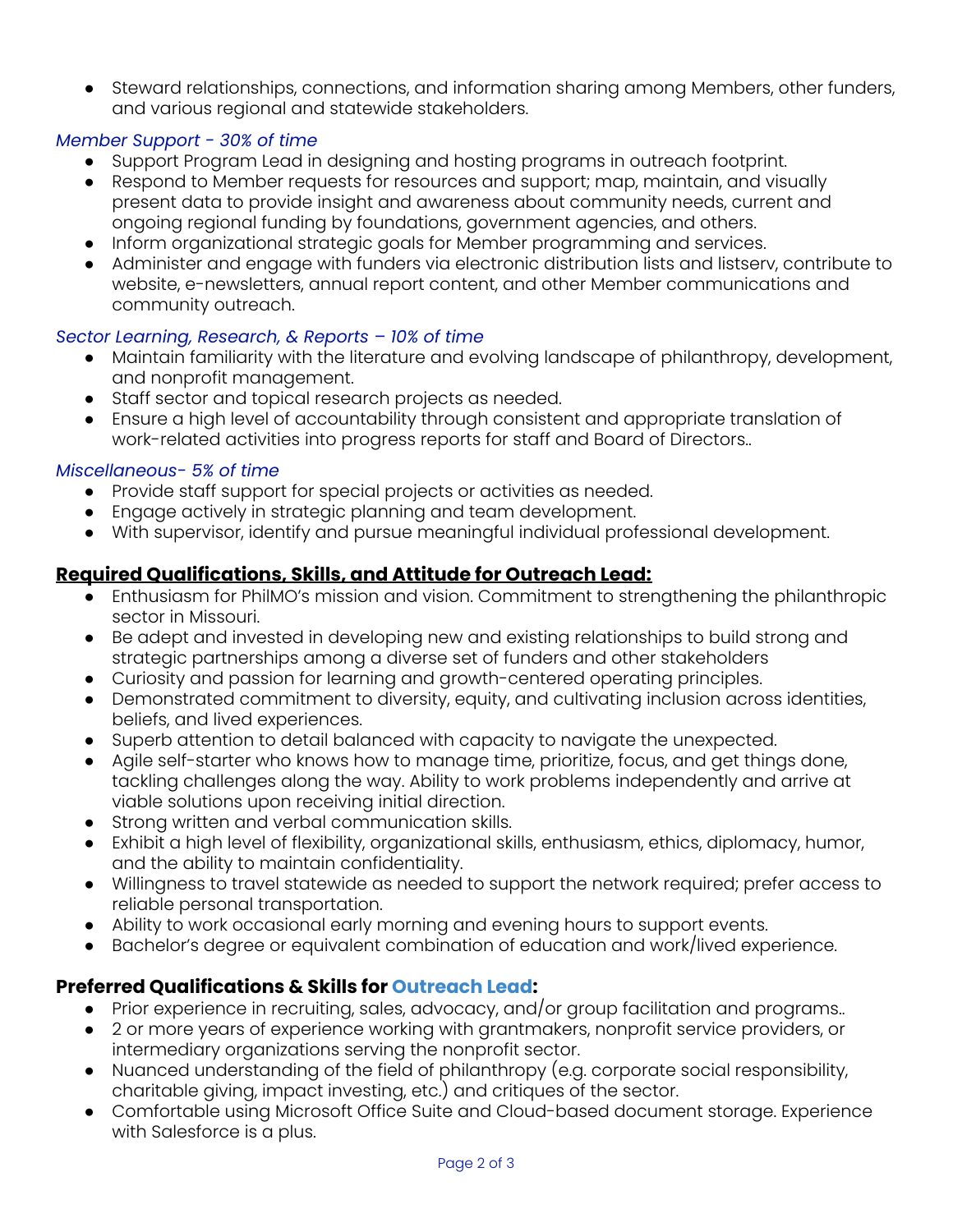- Steward relationships, connections, and information sharing among Members, other funders, and various regional and statewide stakeholders.

*Member Support - 30% of time*

- Support Program Lead in designing and hosting programs in outreach footprint.
- Respond to Member requests for resources and support; map, maintain, and visually present data to provide insight and awareness about community needs, current and ongoing regional funding by foundations, government agencies, and others.
- Inform organizational strategic goals for Member programming and services.
- Administer and engage with funders via electronic distribution lists and listserv, contribute to website, e-newsletters, annual report content, and other Member communications and community outreach.

*Sector Learning, Research, & Reports – 10% of time*

- Maintain familiarity with the literature and evolving landscape of philanthropy, development, and nonprofit management.
- Staff sector and topical research projects as needed.
- Ensure a high level of accountability through consistent and appropriate translation of work-related activities into progress reports for staff and Board of Directors..

*Miscellaneous- 5% of time*

- Provide staff support for special projects or activities as needed.
- Engage actively in strategic planning and team development.
- With supervisor, identify and pursue meaningful individual professional development.

## **Required Qualifications, Skills, and Attitude for Outreach Lead:**

- Enthusiasm for PhilMO's mission and vision. Commitment to strengthening the philanthropic sector in Missouri.
- Be adept and invested in developing new and existing relationships to build strong and strategic partnerships among a diverse set of funders and other stakeholders
- Curiosity and passion for learning and growth-centered operating principles.
- Demonstrated commitment to diversity, equity, and cultivating inclusion across identities, beliefs, and lived experiences.
- Superb attention to detail balanced with capacity to navigate the unexpected.
- Agile self-starter who knows how to manage time, prioritize, focus, and get things done, tackling challenges along the way. Ability to work problems independently and arrive at viable solutions upon receiving initial direction.
- Strong written and verbal communication skills.
- Exhibit a high level of flexibility, organizational skills, enthusiasm, ethics, diplomacy, humor, and the ability to maintain confidentiality.
- Willingness to travel statewide as needed to support the network required; prefer access to reliable personal transportation.
- Ability to work occasional early morning and evening hours to support events.
- Bachelor's degree or equivalent combination of education and work/lived experience.

## **Preferred Qualifications & Skills for Outreach Lead:**

- Prior experience in recruiting, sales, advocacy, and/or group facilitation and programs..
- 2 or more years of experience working with grantmakers, nonprofit service providers, or intermediary organizations serving the nonprofit sector.
- Nuanced understanding of the field of philanthropy (e.g. corporate social responsibility, charitable giving, impact investing, etc.) and critiques of the sector.
- Comfortable using Microsoft Office Suite and Cloud-based document storage. Experience with Salesforce is a plus.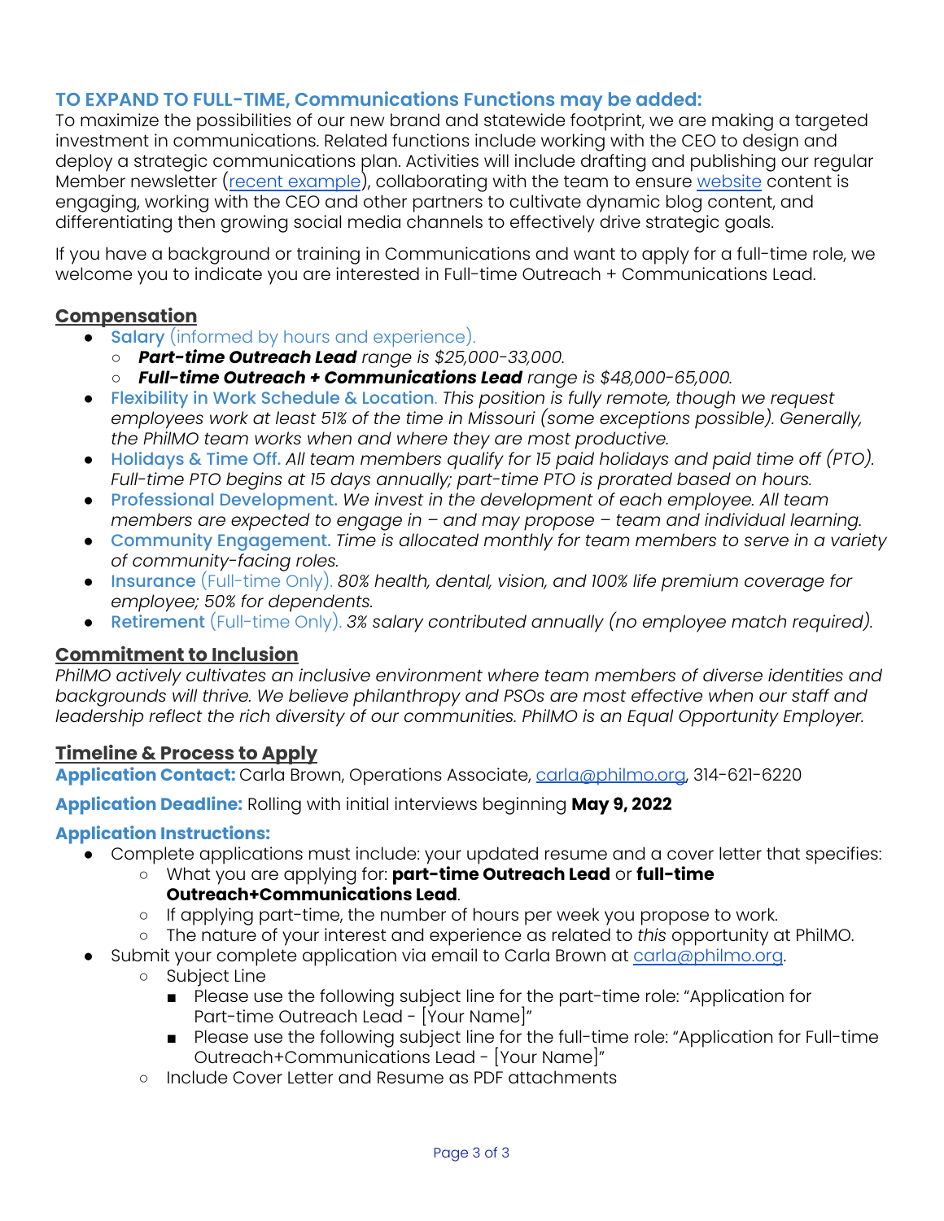### TO EXPAND TO FULL-TIME, Communications Functions may be added:

To maximize the possibilities of our new brand and statewide footprint, we are making a targeted investment in communications. Related functions include working with the CEO to design and deploy a strategic communications plan. Activities will include drafting and publishing our regular Member newsletter (recent example), collaborating with the team to ensure website content is engaging, working with the CEO and other partners to cultivate dynamic blog content, and differentiating then growing social media channels to effectively drive strategic goals.

If you have a background or training in Communications and want to apply for a full-time role, we welcome you to indicate you are interested in Full-time Outreach + Communications Lead.

## Compensation

- **Salary** (informed by hours and experience).
  - ***Part-time Outreach Lead*** *range is $25,000-33,000.*
  - ***Full-time Outreach + Communications Lead*** *range is $48,000-65,000.*
- **Flexibility in Work Schedule & Location.** *This position is fully remote, though we request employees work at least 51% of the time in Missouri (some exceptions possible). Generally, the PhilMO team works when and where they are most productive.*
- **Holidays & Time Off.** *All team members qualify for 15 paid holidays and paid time off (PTO). Full-time PTO begins at 15 days annually; part-time PTO is prorated based on hours.*
- **Professional Development.** *We invest in the development of each employee. All team members are expected to engage in – and may propose – team and individual learning.*
- **Community Engagement.** *Time is allocated monthly for team members to serve in a variety of community-facing roles.*
- **Insurance** (Full-time Only). *80% health, dental, vision, and 100% life premium coverage for employee; 50% for dependents.*
- **Retirement** (Full-time Only). *3% salary contributed annually (no employee match required).*

## Commitment to Inclusion

*PhilMO actively cultivates an inclusive environment where team members of diverse identities and backgrounds will thrive. We believe philanthropy and PSOs are most effective when our staff and leadership reflect the rich diversity of our communities. PhilMO is an Equal Opportunity Employer.*

## Timeline & Process to Apply

**Application Contact:** Carla Brown, Operations Associate, carla@philmo.org, 314-621-6220

**Application Deadline:** Rolling with initial interviews beginning **May 9, 2022**

**Application Instructions:**

- Complete applications must include: your updated resume and a cover letter that specifies:
  - What you are applying for: **part-time Outreach Lead** or **full-time Outreach+Communications Lead**.
  - If applying part-time, the number of hours per week you propose to work.
  - The nature of your interest and experience as related to *this* opportunity at PhilMO.
- Submit your complete application via email to Carla Brown at carla@philmo.org.
  - Subject Line
    - Please use the following subject line for the part-time role: "Application for Part-time Outreach Lead - [Your Name]"
    - Please use the following subject line for the full-time role: "Application for Full-time Outreach+Communications Lead - [Your Name]"
  - Include Cover Letter and Resume as PDF attachments